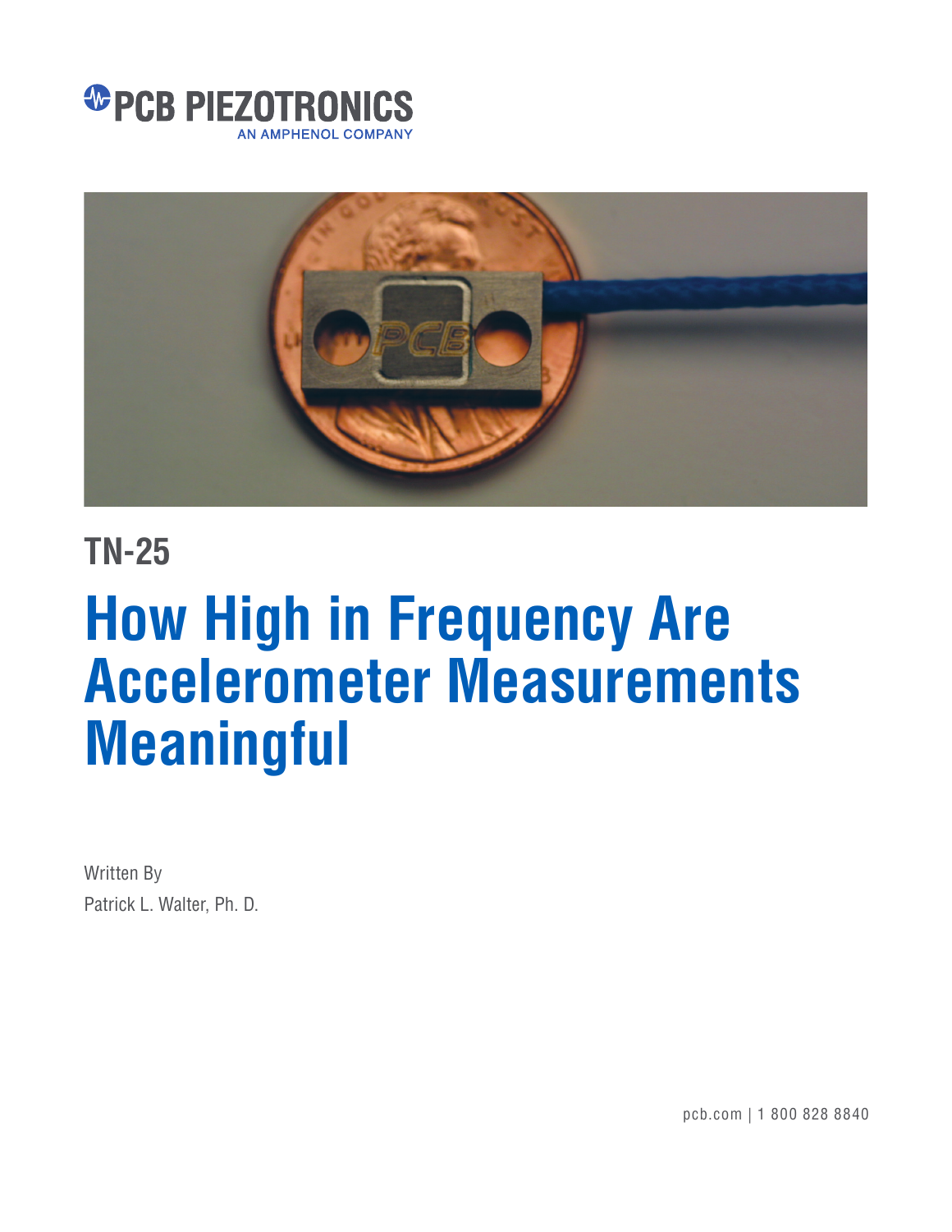PCB PIEZOTRONICS

AN AMPHENOL COMPANY

## TN-25

# How High in Frequency Are Accelerometer Measurements Meaningful

Written By

Patrick L. Walter, Ph. D.

pcb.com | 1 800 828 8840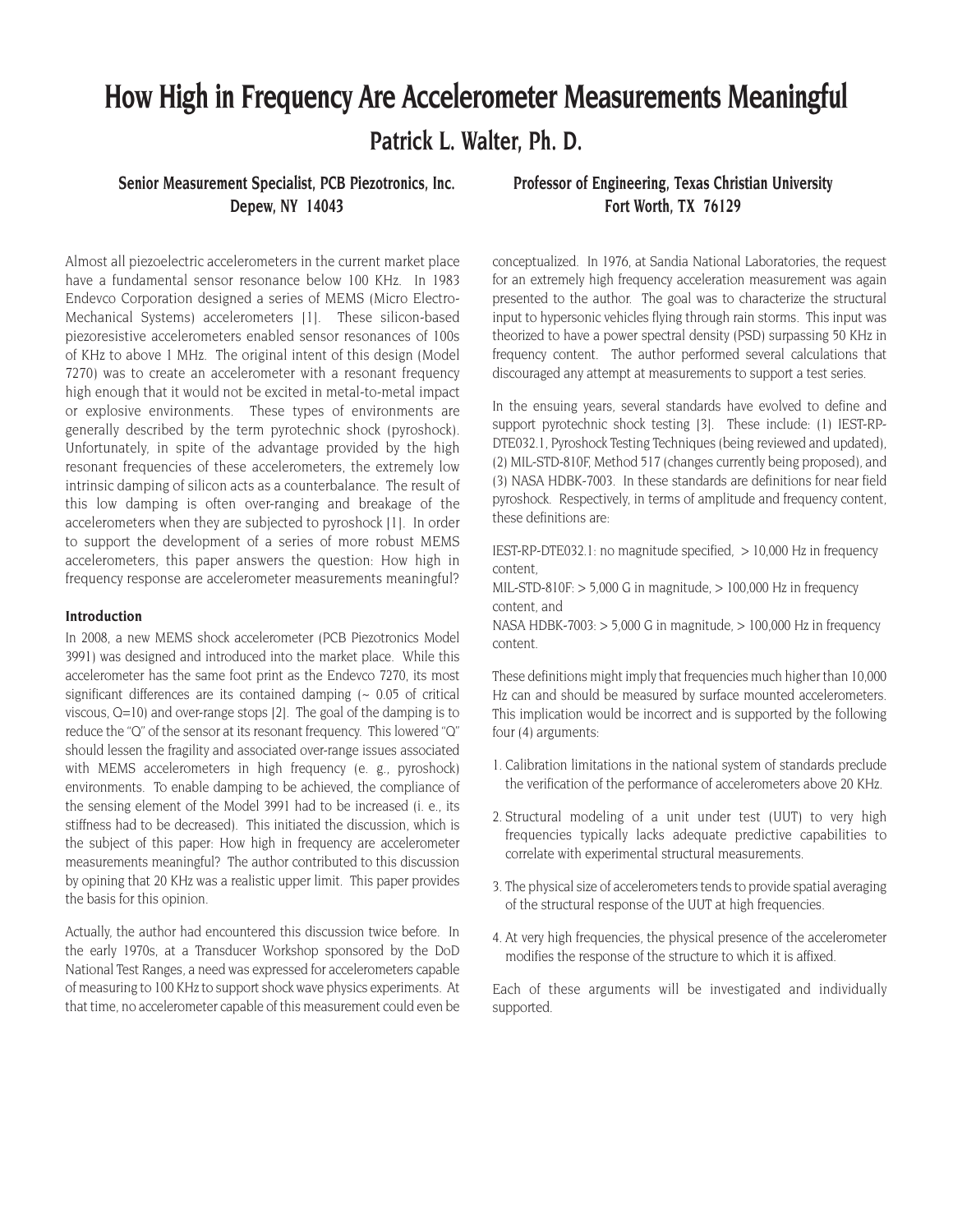# How High in Frequency Are Accelerometer Measurements Meaningful

## Patrick L. Walter, Ph. D.

**Senior Measurement Specialist, PCB Piezotronics, Inc.**
**Depew, NY 14043**

**Professor of Engineering, Texas Christian University**
**Fort Worth, TX 76129**

Almost all piezoelectric accelerometers in the current market place have a fundamental sensor resonance below 100 KHz. In 1983 Endevco Corporation designed a series of MEMS (Micro Electro-Mechanical Systems) accelerometers [1]. These silicon-based piezoresistive accelerometers enabled sensor resonances of 100s of KHz to above 1 MHz. The original intent of this design (Model 7270) was to create an accelerometer with a resonant frequency high enough that it would not be excited in metal-to-metal impact or explosive environments. These types of environments are generally described by the term pyrotechnic shock (pyroshock). Unfortunately, in spite of the advantage provided by the high resonant frequencies of these accelerometers, the extremely low intrinsic damping of silicon acts as a counterbalance. The result of this low damping is often over-ranging and breakage of the accelerometers when they are subjected to pyroshock [1]. In order to support the development of a series of more robust MEMS accelerometers, this paper answers the question: How high in frequency response are accelerometer measurements meaningful?

### Introduction

In 2008, a new MEMS shock accelerometer (PCB Piezotronics Model 3991) was designed and introduced into the market place. While this accelerometer has the same foot print as the Endevco 7270, its most significant differences are its contained damping (~ 0.05 of critical viscous, Q=10) and over-range stops [2]. The goal of the damping is to reduce the "Q" of the sensor at its resonant frequency. This lowered "Q" should lessen the fragility and associated over-range issues associated with MEMS accelerometers in high frequency (e. g., pyroshock) environments. To enable damping to be achieved, the compliance of the sensing element of the Model 3991 had to be increased (i. e., its stiffness had to be decreased). This initiated the discussion, which is the subject of this paper: How high in frequency are accelerometer measurements meaningful? The author contributed to this discussion by opining that 20 KHz was a realistic upper limit. This paper provides the basis for this opinion.

Actually, the author had encountered this discussion twice before. In the early 1970s, at a Transducer Workshop sponsored by the DoD National Test Ranges, a need was expressed for accelerometers capable of measuring to 100 KHz to support shock wave physics experiments. At that time, no accelerometer capable of this measurement could even be conceptualized. In 1976, at Sandia National Laboratories, the request for an extremely high frequency acceleration measurement was again presented to the author. The goal was to characterize the structural input to hypersonic vehicles flying through rain storms. This input was theorized to have a power spectral density (PSD) surpassing 50 KHz in frequency content. The author performed several calculations that discouraged any attempt at measurements to support a test series.

In the ensuing years, several standards have evolved to define and support pyrotechnic shock testing [3]. These include: (1) IEST-RP-DTE032.1, Pyroshock Testing Techniques (being reviewed and updated), (2) MIL-STD-810F, Method 517 (changes currently being proposed), and (3) NASA HDBK-7003. In these standards are definitions for near field pyroshock. Respectively, in terms of amplitude and frequency content, these definitions are:

IEST-RP-DTE032.1: no magnitude specified, > 10,000 Hz in frequency content,
MIL-STD-810F: > 5,000 G in magnitude, > 100,000 Hz in frequency content, and
NASA HDBK-7003: > 5,000 G in magnitude, > 100,000 Hz in frequency content.

These definitions might imply that frequencies much higher than 10,000 Hz can and should be measured by surface mounted accelerometers. This implication would be incorrect and is supported by the following four (4) arguments:

1. Calibration limitations in the national system of standards preclude the verification of the performance of accelerometers above 20 KHz.
2. Structural modeling of a unit under test (UUT) to very high frequencies typically lacks adequate predictive capabilities to correlate with experimental structural measurements.
3. The physical size of accelerometers tends to provide spatial averaging of the structural response of the UUT at high frequencies.
4. At very high frequencies, the physical presence of the accelerometer modifies the response of the structure to which it is affixed.

Each of these arguments will be investigated and individually supported.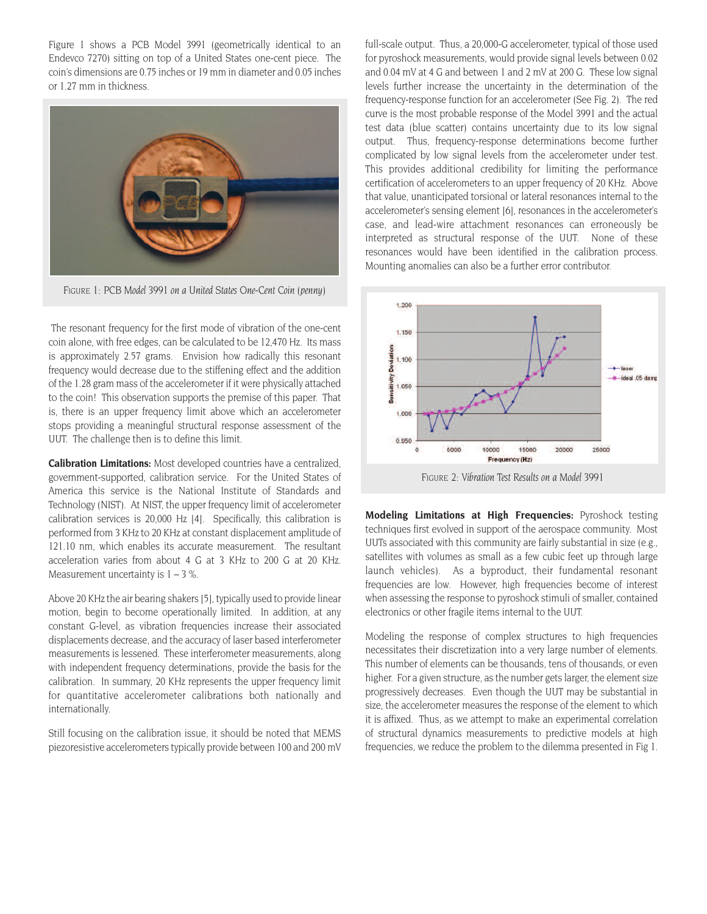Figure 1 shows a PCB Model 3991 (geometrically identical to an Endevco 7270) sitting on top of a United States one-cent piece. The coin's dimensions are 0.75 inches or 19 mm in diameter and 0.05 inches or 1.27 mm in thickness.

FIGURE 1: PCB *Model* 3991 *on a United States One-Cent Coin* (*penny*)

The resonant frequency for the first mode of vibration of the one-cent coin alone, with free edges, can be calculated to be 12,470 Hz. Its mass is approximately 2.57 grams. Envision how radically this resonant frequency would decrease due to the stiffening effect and the addition of the 1.28 gram mass of the accelerometer if it were physically attached to the coin! This observation supports the premise of this paper. That is, there is an upper frequency limit above which an accelerometer stops providing a meaningful structural response assessment of the UUT. The challenge then is to define this limit.

**Calibration Limitations:** Most developed countries have a centralized, government-supported, calibration service. For the United States of America this service is the National Institute of Standards and Technology (NIST). At NIST, the upper frequency limit of accelerometer calibration services is 20,000 Hz [4]. Specifically, this calibration is performed from 3 KHz to 20 KHz at constant displacement amplitude of 121.10 nm, which enables its accurate measurement. The resultant acceleration varies from about 4 G at 3 KHz to 200 G at 20 KHz. Measurement uncertainty is 1 – 3 %.

Above 20 KHz the air bearing shakers [5], typically used to provide linear motion, begin to become operationally limited. In addition, at any constant G-level, as vibration frequencies increase their associated displacements decrease, and the accuracy of laser based interferometer measurements is lessened. These interferometer measurements, along with independent frequency determinations, provide the basis for the calibration. In summary, 20 KHz represents the upper frequency limit for quantitative accelerometer calibrations both nationally and internationally.

Still focusing on the calibration issue, it should be noted that MEMS piezoresistive accelerometers typically provide between 100 and 200 mV full-scale output. Thus, a 20,000-G accelerometer, typical of those used for pyroshock measurements, would provide signal levels between 0.02 and 0.04 mV at 4 G and between 1 and 2 mV at 200 G. These low signal levels further increase the uncertainty in the determination of the frequency-response function for an accelerometer (See Fig. 2). The red curve is the most probable response of the Model 3991 and the actual test data (blue scatter) contains uncertainty due to its low signal output. Thus, frequency-response determinations become further complicated by low signal levels from the accelerometer under test. This provides additional credibility for limiting the performance certification of accelerometers to an upper frequency of 20 KHz. Above that value, unanticipated torsional or lateral resonances internal to the accelerometer's sensing element [6], resonances in the accelerometer's case, and lead-wire attachment resonances can erroneously be interpreted as structural response of the UUT. None of these resonances would have been identified in the calibration process. Mounting anomalies can also be a further error contributor.

FIGURE 2: *Vibration Test Results on a Model* 3991

**Modeling Limitations at High Frequencies:** Pyroshock testing techniques first evolved in support of the aerospace community. Most UUTs associated with this community are fairly substantial in size (e.g., satellites with volumes as small as a few cubic feet up through large launch vehicles). As a byproduct, their fundamental resonant frequencies are low. However, high frequencies become of interest when assessing the response to pyroshock stimuli of smaller, contained electronics or other fragile items internal to the UUT.

Modeling the response of complex structures to high frequencies necessitates their discretization into a very large number of elements. This number of elements can be thousands, tens of thousands, or even higher. For a given structure, as the number gets larger, the element size progressively decreases. Even though the UUT may be substantial in size, the accelerometer measures the response of the element to which it is affixed. Thus, as we attempt to make an experimental correlation of structural dynamics measurements to predictive models at high frequencies, we reduce the problem to the dilemma presented in Fig 1.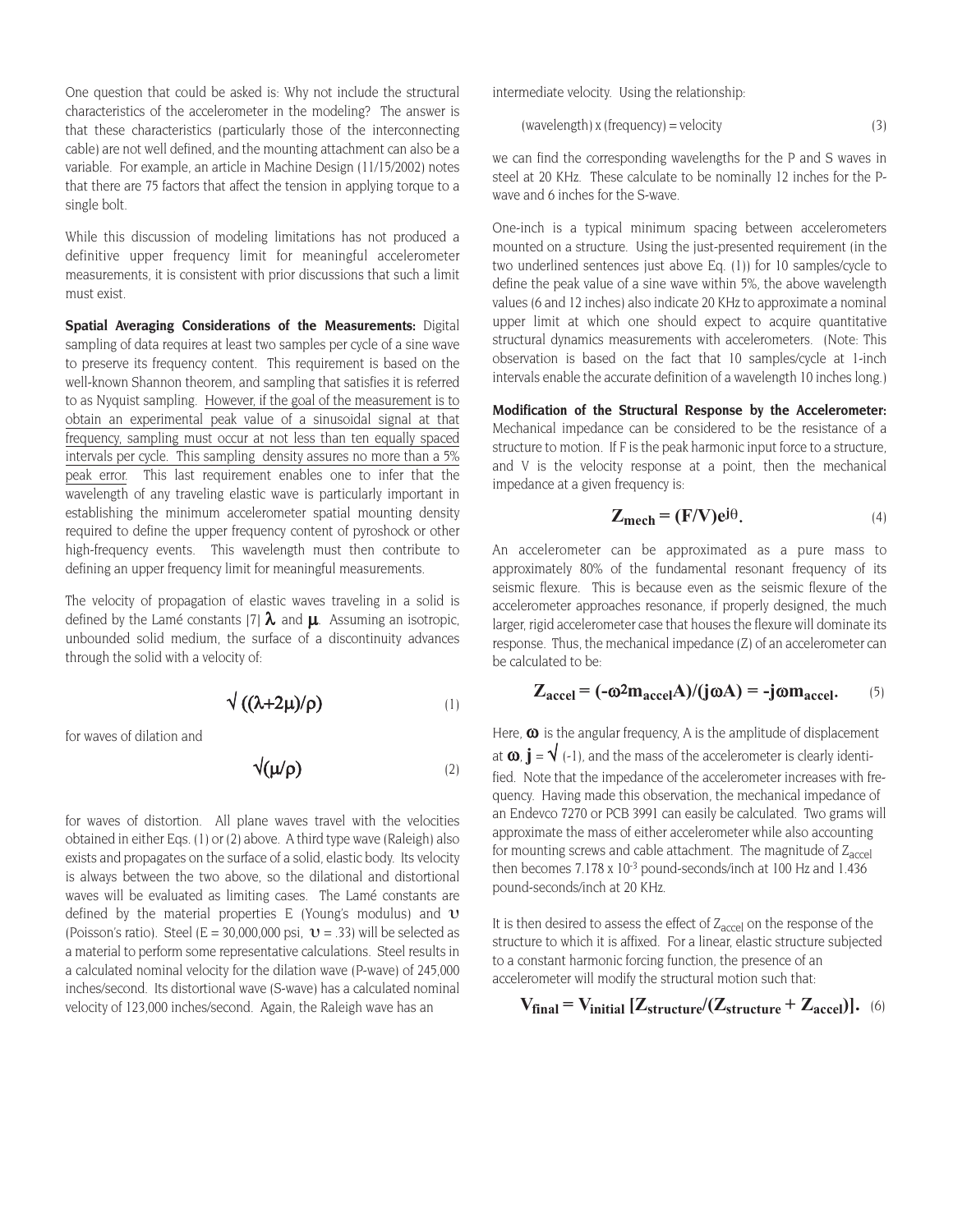One question that could be asked is: Why not include the structural characteristics of the accelerometer in the modeling? The answer is that these characteristics (particularly those of the interconnecting cable) are not well defined, and the mounting attachment can also be a variable. For example, an article in Machine Design (11/15/2002) notes that there are 75 factors that affect the tension in applying torque to a single bolt.

While this discussion of modeling limitations has not produced a definitive upper frequency limit for meaningful accelerometer measurements, it is consistent with prior discussions that such a limit must exist.

**Spatial Averaging Considerations of the Measurements:** Digital sampling of data requires at least two samples per cycle of a sine wave to preserve its frequency content. This requirement is based on the well-known Shannon theorem, and sampling that satisfies it is referred to as Nyquist sampling. <u>However, if the goal of the measurement is to obtain an experimental peak value of a sinusoidal signal at that frequency, sampling must occur at not less than ten equally spaced intervals per cycle. This sampling density assures no more than a 5% peak error.</u> This last requirement enables one to infer that the wavelength of any traveling elastic wave is particularly important in establishing the minimum accelerometer spatial mounting density required to define the upper frequency content of pyroshock or other high-frequency events. This wavelength must then contribute to defining an upper frequency limit for meaningful measurements.

The velocity of propagation of elastic waves traveling in a solid is defined by the Lamé constants [7] $\lambda$ and $\mu$. Assuming an isotropic, unbounded solid medium, the surface of a discontinuity advances through the solid with a velocity of:

$$\sqrt{((\lambda+2\mu)/\rho)} \tag{1}$$

for waves of dilation and

$$\sqrt{(\mu/\rho)} \tag{2}$$

for waves of distortion. All plane waves travel with the velocities obtained in either Eqs. (1) or (2) above. A third type wave (Raleigh) also exists and propagates on the surface of a solid, elastic body. Its velocity is always between the two above, so the dilational and distortional waves will be evaluated as limiting cases. The Lamé constants are defined by the material properties E (Young's modulus) and $\upsilon$ (Poisson's ratio). Steel (E = 30,000,000 psi, $\upsilon$ = .33) will be selected as a material to perform some representative calculations. Steel results in a calculated nominal velocity for the dilation wave (P-wave) of 245,000 inches/second. Its distortional wave (S-wave) has a calculated nominal velocity of 123,000 inches/second. Again, the Raleigh wave has an intermediate velocity. Using the relationship:

$$\text{(wavelength) x (frequency) = velocity} \tag{3}$$

we can find the corresponding wavelengths for the P and S waves in steel at 20 KHz. These calculate to be nominally 12 inches for the P-wave and 6 inches for the S-wave.

One-inch is a typical minimum spacing between accelerometers mounted on a structure. Using the just-presented requirement (in the two underlined sentences just above Eq. (1)) for 10 samples/cycle to define the peak value of a sine wave within 5%, the above wavelength values (6 and 12 inches) also indicate 20 KHz to approximate a nominal upper limit at which one should expect to acquire quantitative structural dynamics measurements with accelerometers. (Note: This observation is based on the fact that 10 samples/cycle at 1-inch intervals enable the accurate definition of a wavelength 10 inches long.)

**Modification of the Structural Response by the Accelerometer:** Mechanical impedance can be considered to be the resistance of a structure to motion. If F is the peak harmonic input force to a structure, and V is the velocity response at a point, then the mechanical impedance at a given frequency is:

$$\mathbf{Z_{mech} = (F/V)e^{j\theta}.} \tag{4}$$

An accelerometer can be approximated as a pure mass to approximately 80% of the fundamental resonant frequency of its seismic flexure. This is because even as the seismic flexure of the accelerometer approaches resonance, if properly designed, the much larger, rigid accelerometer case that houses the flexure will dominate its response. Thus, the mechanical impedance (Z) of an accelerometer can be calculated to be:

$$\mathbf{Z_{accel} = (-\omega^2 m_{accel} A)/(j\omega A) = -j\omega m_{accel}.} \tag{5}$$

Here, $\omega$ is the angular frequency, A is the amplitude of displacement at $\omega$, $j = \sqrt{(-1)}$, and the mass of the accelerometer is clearly identified. Note that the impedance of the accelerometer increases with frequency. Having made this observation, the mechanical impedance of an Endevco 7270 or PCB 3991 can easily be calculated. Two grams will approximate the mass of either accelerometer while also accounting for mounting screws and cable attachment. The magnitude of $Z_{accel}$ then becomes 7.178 x $10^{-3}$ pound-seconds/inch at 100 Hz and 1.436 pound-seconds/inch at 20 KHz.

It is then desired to assess the effect of $Z_{accel}$ on the response of the structure to which it is affixed. For a linear, elastic structure subjected to a constant harmonic forcing function, the presence of an accelerometer will modify the structural motion such that:

$$\mathbf{V_{final} = V_{initial}\,[Z_{structure}/(Z_{structure} + Z_{accel})].} \tag{6}$$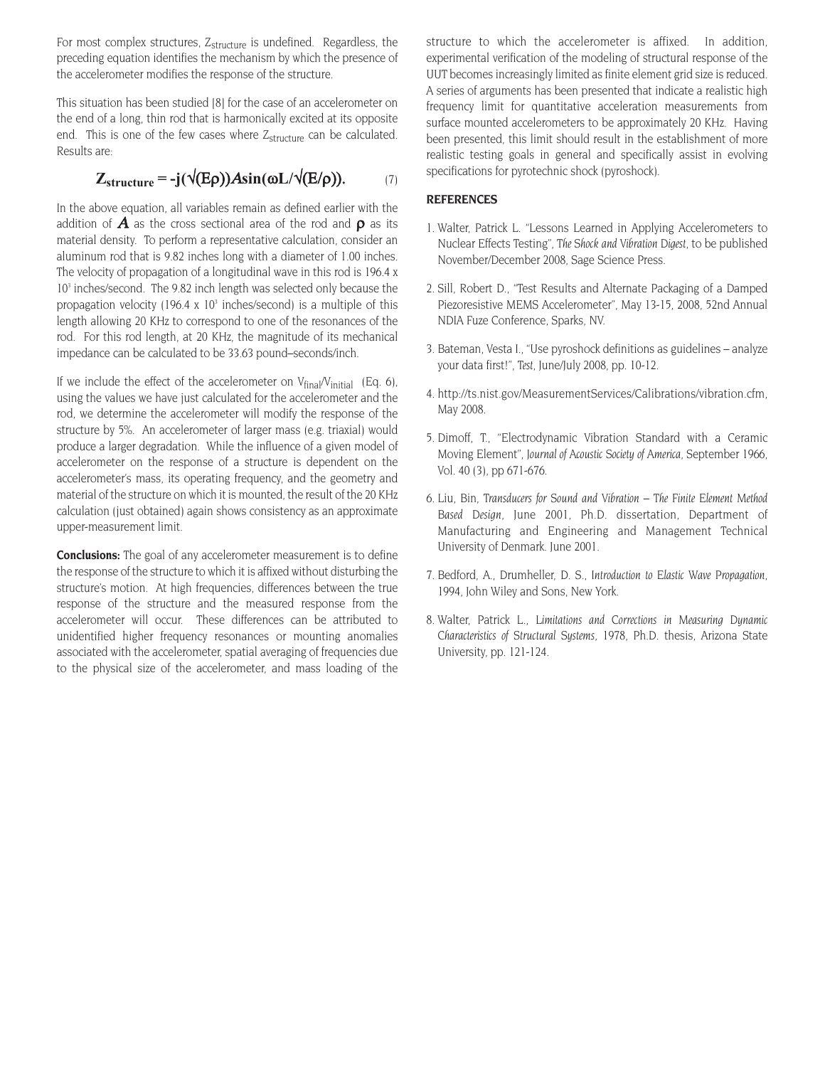For most complex structures, $Z_{structure}$ is undefined. Regardless, the preceding equation identifies the mechanism by which the presence of the accelerometer modifies the response of the structure.

This situation has been studied [8] for the case of an accelerometer on the end of a long, thin rod that is harmonically excited at its opposite end. This is one of the few cases where $Z_{structure}$ can be calculated. Results are:

$$\mathbf{Z_{structure} = -j(\sqrt{(E\rho)})A\sin(\omega L/\sqrt{(E/\rho)}).} \qquad (7)$$

In the above equation, all variables remain as defined earlier with the addition of $A$ as the cross sectional area of the rod and $\rho$ as its material density. To perform a representative calculation, consider an aluminum rod that is 9.82 inches long with a diameter of 1.00 inches. The velocity of propagation of a longitudinal wave in this rod is 196.4 x $10^3$ inches/second. The 9.82 inch length was selected only because the propagation velocity (196.4 x $10^3$ inches/second) is a multiple of this length allowing 20 KHz to correspond to one of the resonances of the rod. For this rod length, at 20 KHz, the magnitude of its mechanical impedance can be calculated to be 33.63 pound–seconds/inch.

If we include the effect of the accelerometer on $V_{final}/V_{initial}$ (Eq. 6), using the values we have just calculated for the accelerometer and the rod, we determine the accelerometer will modify the response of the structure by 5%. An accelerometer of larger mass (e.g. triaxial) would produce a larger degradation. While the influence of a given model of accelerometer on the response of a structure is dependent on the accelerometer's mass, its operating frequency, and the geometry and material of the structure on which it is mounted, the result of the 20 KHz calculation (just obtained) again shows consistency as an approximate upper-measurement limit.

**Conclusions:** The goal of any accelerometer measurement is to define the response of the structure to which it is affixed without disturbing the structure's motion. At high frequencies, differences between the true response of the structure and the measured response from the accelerometer will occur. These differences can be attributed to unidentified higher frequency resonances or mounting anomalies associated with the accelerometer, spatial averaging of frequencies due to the physical size of the accelerometer, and mass loading of the structure to which the accelerometer is affixed. In addition, experimental verification of the modeling of structural response of the UUT becomes increasingly limited as finite element grid size is reduced. A series of arguments has been presented that indicate a realistic high frequency limit for quantitative acceleration measurements from surface mounted accelerometers to be approximately 20 KHz. Having been presented, this limit should result in the establishment of more realistic testing goals in general and specifically assist in evolving specifications for pyrotechnic shock (pyroshock).

## REFERENCES

1. Walter, Patrick L. "Lessons Learned in Applying Accelerometers to Nuclear Effects Testing", *The Shock and Vibration Digest*, to be published November/December 2008, Sage Science Press.

2. Sill, Robert D., "Test Results and Alternate Packaging of a Damped Piezoresistive MEMS Accelerometer", May 13-15, 2008, 52nd Annual NDIA Fuze Conference, Sparks, NV.

3. Bateman, Vesta I., "Use pyroshock definitions as guidelines – analyze your data first!", *Test*, June/July 2008, pp. 10-12.

4. http://ts.nist.gov/MeasurementServices/Calibrations/vibration.cfm, May 2008.

5. Dimoff, T., "Electrodynamic Vibration Standard with a Ceramic Moving Element", *Journal of Acoustic Society of America*, September 1966, Vol. 40 (3), pp 671-676.

6. Liu, Bin, *Transducers for Sound and Vibration – The Finite Element Method Based Design*, June 2001, Ph.D. dissertation, Department of Manufacturing and Engineering and Management Technical University of Denmark. June 2001.

7. Bedford, A., Drumheller, D. S., *Introduction to Elastic Wave Propagation*, 1994, John Wiley and Sons, New York.

8. Walter, Patrick L., *Limitations and Corrections in Measuring Dynamic Characteristics of Structural Systems*, 1978, Ph.D. thesis, Arizona State University, pp. 121-124.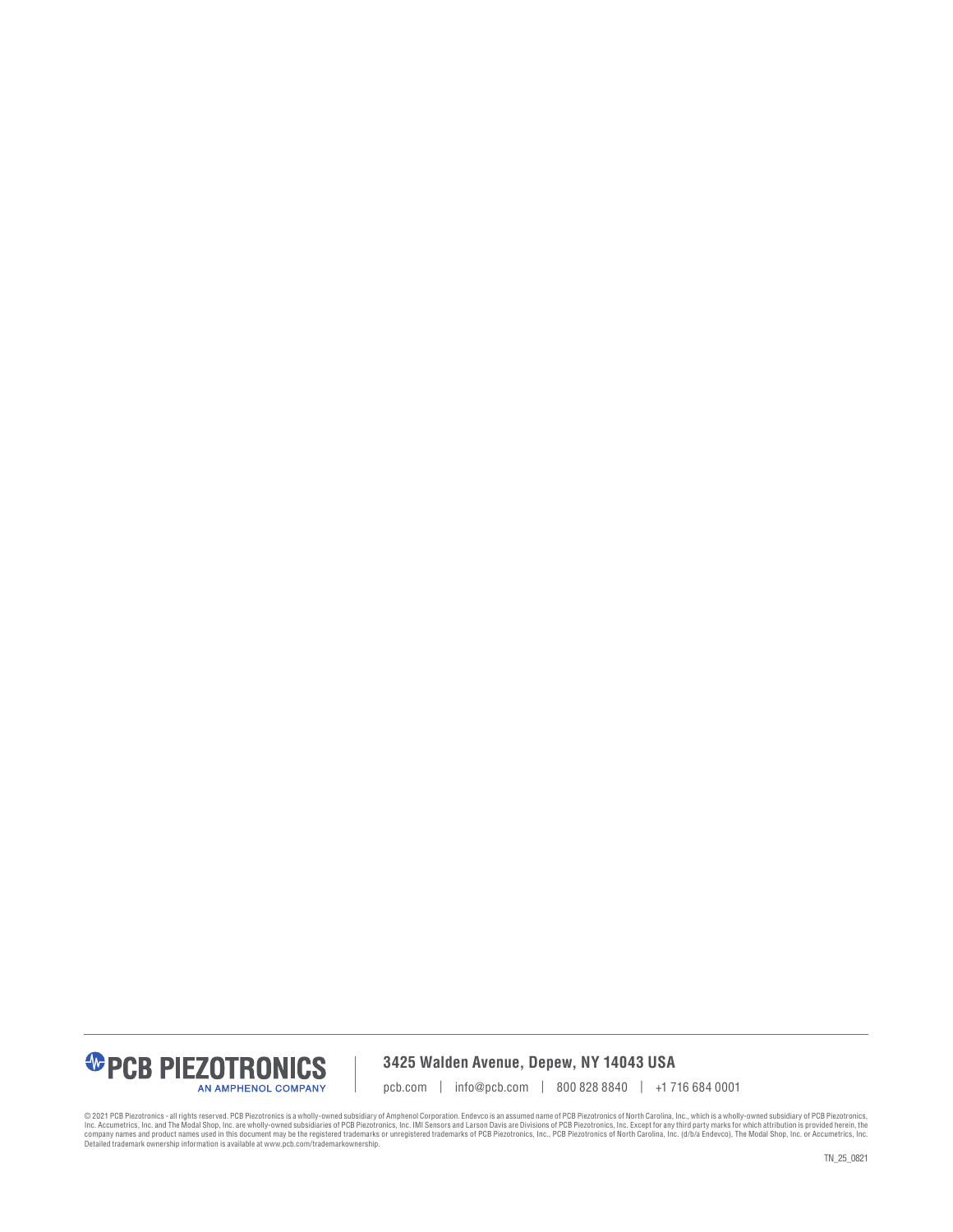PCB PIEZOTRONICS
AN AMPHENOL COMPANY

**3425 Walden Avenue, Depew, NY 14043 USA**

pcb.com | info@pcb.com | 800 828 8840 | +1 716 684 0001

© 2021 PCB Piezotronics - all rights reserved. PCB Piezotronics is a wholly-owned subsidiary of Amphenol Corporation. Endevco is an assumed name of PCB Piezotronics of North Carolina, Inc., which is a wholly-owned subsidiary of PCB Piezotronics, Inc. Accumetrics, Inc. and The Modal Shop, Inc. are wholly-owned subsidiaries of PCB Piezotronics, Inc. IMI Sensors and Larson Davis are Divisions of PCB Piezotronics, Inc. Except for any third party marks for which attribution is provided herein, the company names and product names used in this document may be the registered trademarks or unregistered trademarks of PCB Piezotronics, Inc., PCB Piezotronics of North Carolina, Inc. (d/b/a Endevco), The Modal Shop, Inc. or Accumetrics, Inc. Detailed trademark ownership information is available at www.pcb.com/trademarkownership.

TN_25_0821